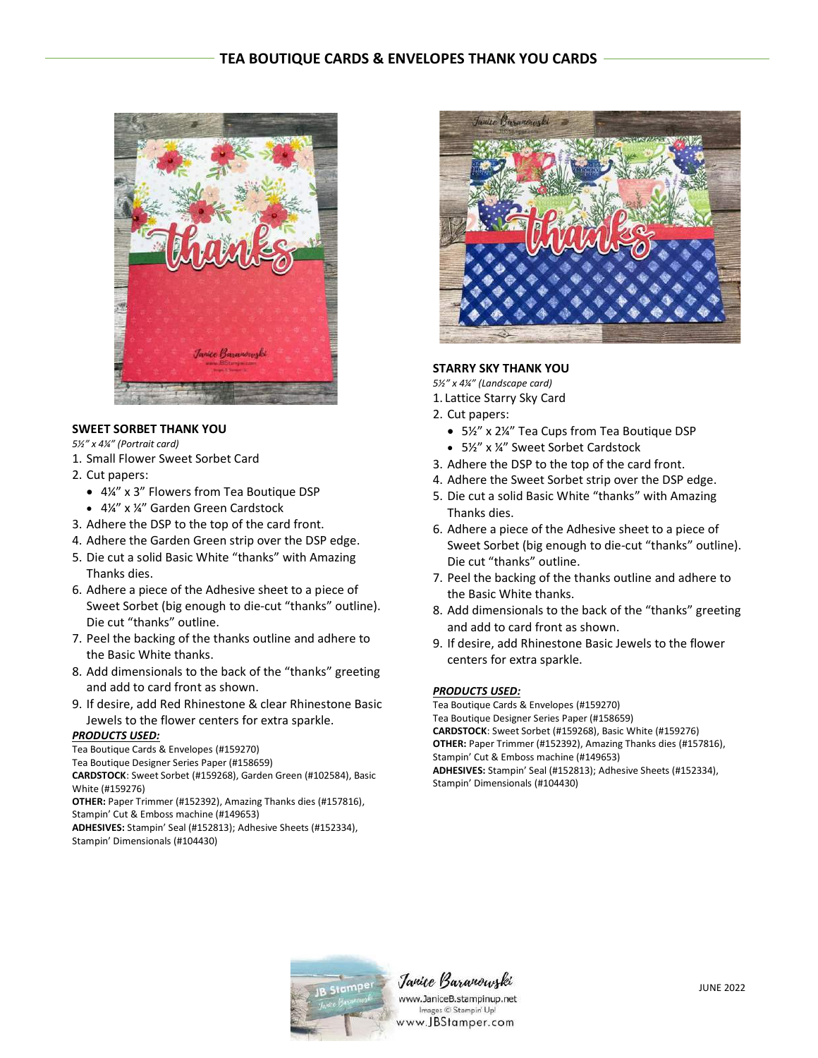## TEA BOUTIQUE CARDS & ENVELOPES THANK YOU CARDS

### SWEET SORBET THANK YOU

*5½" x 4¼" (Portrait card)*

1. Small Flower Sweet Sorbet Card
2. Cut papers:
   - 4¼" x 3" Flowers from Tea Boutique DSP
   - 4¼" x ¼" Garden Green Cardstock
3. Adhere the DSP to the top of the card front.
4. Adhere the Garden Green strip over the DSP edge.
5. Die cut a solid Basic White "thanks" with Amazing Thanks dies.
6. Adhere a piece of the Adhesive sheet to a piece of Sweet Sorbet (big enough to die-cut "thanks" outline). Die cut "thanks" outline.
7. Peel the backing of the thanks outline and adhere to the Basic White thanks.
8. Add dimensionals to the back of the "thanks" greeting and add to card front as shown.
9. If desire, add Red Rhinestone & clear Rhinestone Basic Jewels to the flower centers for extra sparkle.

***PRODUCTS USED:***

Tea Boutique Cards & Envelopes (#159270)
Tea Boutique Designer Series Paper (#158659)
**CARDSTOCK**: Sweet Sorbet (#159268), Garden Green (#102584), Basic White (#159276)
**OTHER:** Paper Trimmer (#152392), Amazing Thanks dies (#157816), Stampin' Cut & Emboss machine (#149653)
**ADHESIVES:** Stampin' Seal (#152813); Adhesive Sheets (#152334), Stampin' Dimensionals (#104430)

### STARRY SKY THANK YOU

*5½" x 4¼" (Landscape card)*

1. Lattice Starry Sky Card
2. Cut papers:
   - 5½" x 2¼" Tea Cups from Tea Boutique DSP
   - 5½" x ¼" Sweet Sorbet Cardstock
3. Adhere the DSP to the top of the card front.
4. Adhere the Sweet Sorbet strip over the DSP edge.
5. Die cut a solid Basic White "thanks" with Amazing Thanks dies.
6. Adhere a piece of the Adhesive sheet to a piece of Sweet Sorbet (big enough to die-cut "thanks" outline). Die cut "thanks" outline.
7. Peel the backing of the thanks outline and adhere to the Basic White thanks.
8. Add dimensionals to the back of the "thanks" greeting and add to card front as shown.
9. If desire, add Rhinestone Basic Jewels to the flower centers for extra sparkle.

***PRODUCTS USED:***

Tea Boutique Cards & Envelopes (#159270)
Tea Boutique Designer Series Paper (#158659)
**CARDSTOCK**: Sweet Sorbet (#159268), Basic White (#159276)
**OTHER:** Paper Trimmer (#152392), Amazing Thanks dies (#157816), Stampin' Cut & Emboss machine (#149653)
**ADHESIVES:** Stampin' Seal (#152813); Adhesive Sheets (#152334), Stampin' Dimensionals (#104430)

Janice Baranowski
www.JaniceB.stampinup.net
Images © Stampin' Up!
www.JBStamper.com

JUNE 2022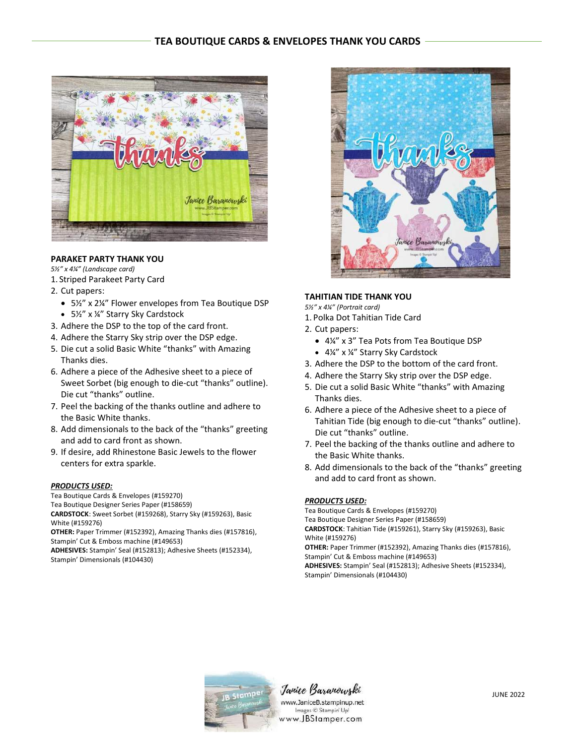## TEA BOUTIQUE CARDS & ENVELOPES THANK YOU CARDS

### PARAKET PARTY THANK YOU

*5½" x 4¼" (Landscape card)*

1. Striped Parakeet Party Card
2. Cut papers:
   - 5½" x 2¼" Flower envelopes from Tea Boutique DSP
   - 5½" x ¼" Starry Sky Cardstock
3. Adhere the DSP to the top of the card front.
4. Adhere the Starry Sky strip over the DSP edge.
5. Die cut a solid Basic White "thanks" with Amazing Thanks dies.
6. Adhere a piece of the Adhesive sheet to a piece of Sweet Sorbet (big enough to die-cut "thanks" outline). Die cut "thanks" outline.
7. Peel the backing of the thanks outline and adhere to the Basic White thanks.
8. Add dimensionals to the back of the "thanks" greeting and add to card front as shown.
9. If desire, add Rhinestone Basic Jewels to the flower centers for extra sparkle.

***PRODUCTS USED:***

Tea Boutique Cards & Envelopes (#159270)
Tea Boutique Designer Series Paper (#158659)
**CARDSTOCK**: Sweet Sorbet (#159268), Starry Sky (#159263), Basic White (#159276)
**OTHER:** Paper Trimmer (#152392), Amazing Thanks dies (#157816), Stampin' Cut & Emboss machine (#149653)
**ADHESIVES:** Stampin' Seal (#152813); Adhesive Sheets (#152334), Stampin' Dimensionals (#104430)

### TAHITIAN TIDE THANK YOU

*5½" x 4¼" (Portrait card)*

1. Polka Dot Tahitian Tide Card
2. Cut papers:
   - 4¼" x 3" Tea Pots from Tea Boutique DSP
   - 4¼" x ¼" Starry Sky Cardstock
3. Adhere the DSP to the bottom of the card front.
4. Adhere the Starry Sky strip over the DSP edge.
5. Die cut a solid Basic White "thanks" with Amazing Thanks dies.
6. Adhere a piece of the Adhesive sheet to a piece of Tahitian Tide (big enough to die-cut "thanks" outline). Die cut "thanks" outline.
7. Peel the backing of the thanks outline and adhere to the Basic White thanks.
8. Add dimensionals to the back of the "thanks" greeting and add to card front as shown.

***PRODUCTS USED:***

Tea Boutique Cards & Envelopes (#159270)
Tea Boutique Designer Series Paper (#158659)
**CARDSTOCK**: Tahitian Tide (#159261), Starry Sky (#159263), Basic White (#159276)
**OTHER:** Paper Trimmer (#152392), Amazing Thanks dies (#157816), Stampin' Cut & Emboss machine (#149653)
**ADHESIVES:** Stampin' Seal (#152813); Adhesive Sheets (#152334), Stampin' Dimensionals (#104430)

Janice Baranowski
www.JaniceB.stampinup.net
Images © Stampin' Up!
www.JBStamper.com

JUNE 2022